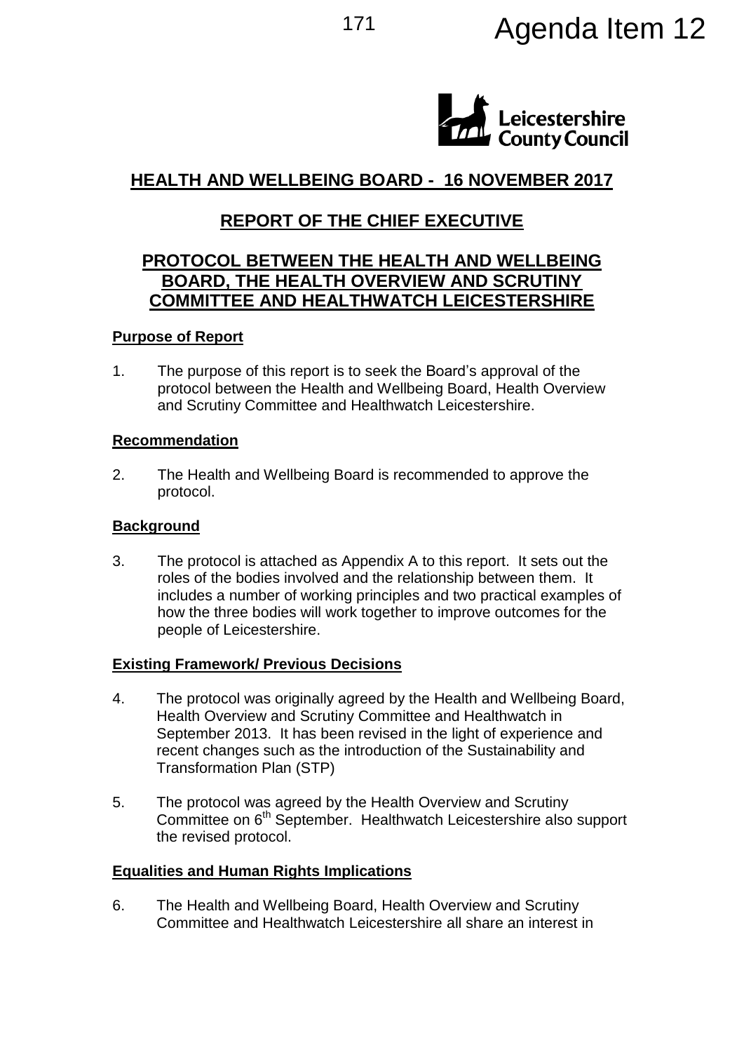Agenda Item 12

## HEALTH AND WELLBEING BOARD - 16 NOVEMBER 2017

## REPORT OF THE CHIEF EXECUTIVE

## PROTOCOL BETWEEN THE HEALTH AND WELLBEING BOARD, THE HEALTH OVERVIEW AND SCRUTINY COMMITTEE AND HEALTHWATCH LEICESTERSHIRE

### Purpose of Report

1. The purpose of this report is to seek the Board's approval of the protocol between the Health and Wellbeing Board, Health Overview and Scrutiny Committee and Healthwatch Leicestershire.

### Recommendation

2. The Health and Wellbeing Board is recommended to approve the protocol.

### Background

3. The protocol is attached as Appendix A to this report. It sets out the roles of the bodies involved and the relationship between them. It includes a number of working principles and two practical examples of how the three bodies will work together to improve outcomes for the people of Leicestershire.

### Existing Framework/ Previous Decisions

4. The protocol was originally agreed by the Health and Wellbeing Board, Health Overview and Scrutiny Committee and Healthwatch in September 2013. It has been revised in the light of experience and recent changes such as the introduction of the Sustainability and Transformation Plan (STP)

5. The protocol was agreed by the Health Overview and Scrutiny Committee on 6th September. Healthwatch Leicestershire also support the revised protocol.

### Equalities and Human Rights Implications

6. The Health and Wellbeing Board, Health Overview and Scrutiny Committee and Healthwatch Leicestershire all share an interest in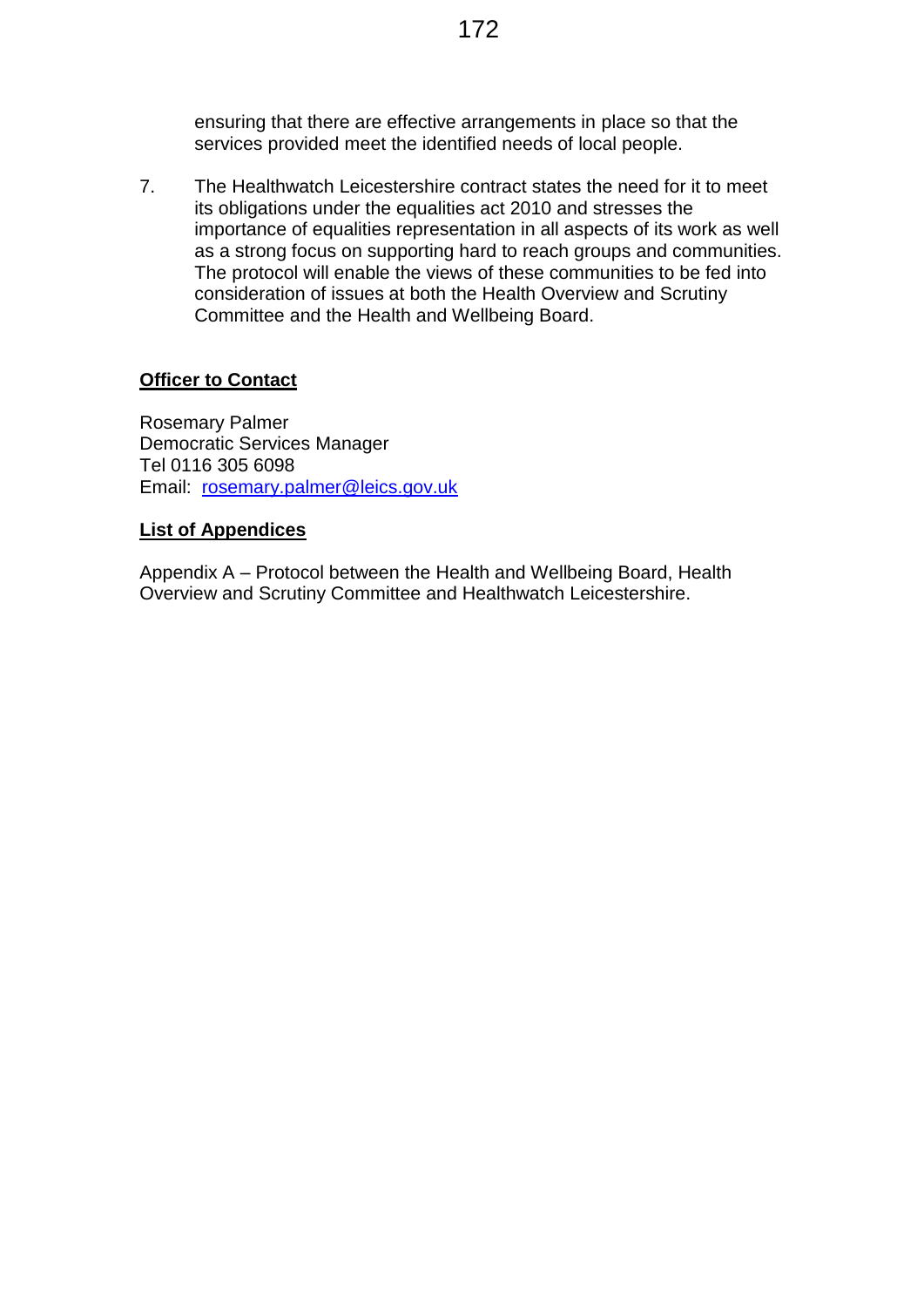ensuring that there are effective arrangements in place so that the services provided meet the identified needs of local people.

7. The Healthwatch Leicestershire contract states the need for it to meet its obligations under the equalities act 2010 and stresses the importance of equalities representation in all aspects of its work as well as a strong focus on supporting hard to reach groups and communities. The protocol will enable the views of these communities to be fed into consideration of issues at both the Health Overview and Scrutiny Committee and the Health and Wellbeing Board.

**Officer to Contact**

Rosemary Palmer
Democratic Services Manager
Tel 0116 305 6098
Email: rosemary.palmer@leics.gov.uk

**List of Appendices**

Appendix A – Protocol between the Health and Wellbeing Board, Health Overview and Scrutiny Committee and Healthwatch Leicestershire.